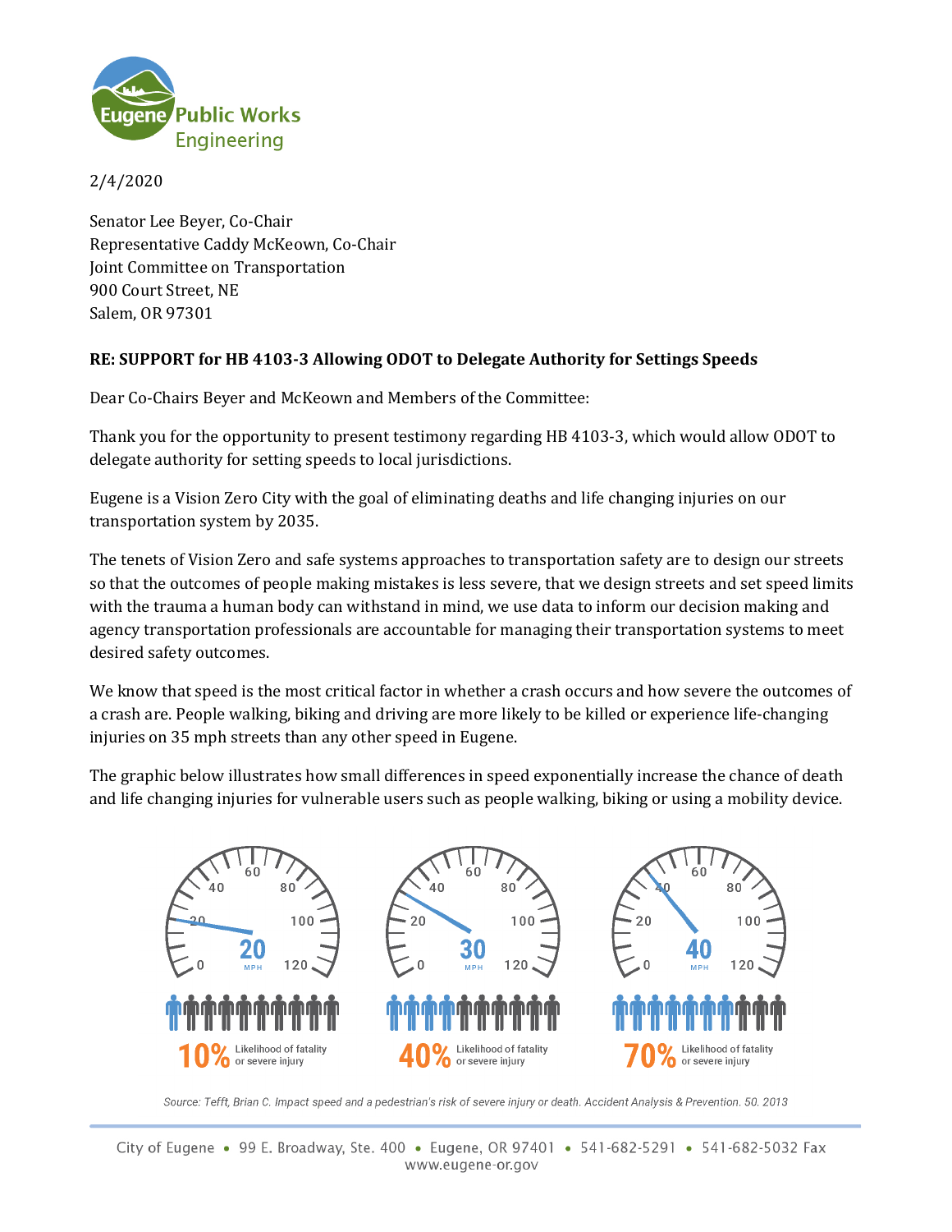Eugene Public Works
Engineering

2/4/2020

Senator Lee Beyer, Co-Chair
Representative Caddy McKeown, Co-Chair
Joint Committee on Transportation
900 Court Street, NE
Salem, OR 97301

**RE: SUPPORT for HB 4103-3 Allowing ODOT to Delegate Authority for Settings Speeds**

Dear Co-Chairs Beyer and McKeown and Members of the Committee:

Thank you for the opportunity to present testimony regarding HB 4103-3, which would allow ODOT to delegate authority for setting speeds to local jurisdictions.

Eugene is a Vision Zero City with the goal of eliminating deaths and life changing injuries on our transportation system by 2035.

The tenets of Vision Zero and safe systems approaches to transportation safety are to design our streets so that the outcomes of people making mistakes is less severe, that we design streets and set speed limits with the trauma a human body can withstand in mind, we use data to inform our decision making and agency transportation professionals are accountable for managing their transportation systems to meet desired safety outcomes.

We know that speed is the most critical factor in whether a crash occurs and how severe the outcomes of a crash are. People walking, biking and driving are more likely to be killed or experience life-changing injuries on 35 mph streets than any other speed in Eugene.

The graphic below illustrates how small differences in speed exponentially increase the chance of death and life changing injuries for vulnerable users such as people walking, biking or using a mobility device.

20 MPH — 10% Likelihood of fatality or severe injury

30 MPH — 40% Likelihood of fatality or severe injury

40 MPH — 70% Likelihood of fatality or severe injury

*Source: Tefft, Brian C. Impact speed and a pedestrian's risk of severe injury or death. Accident Analysis & Prevention. 50. 2013*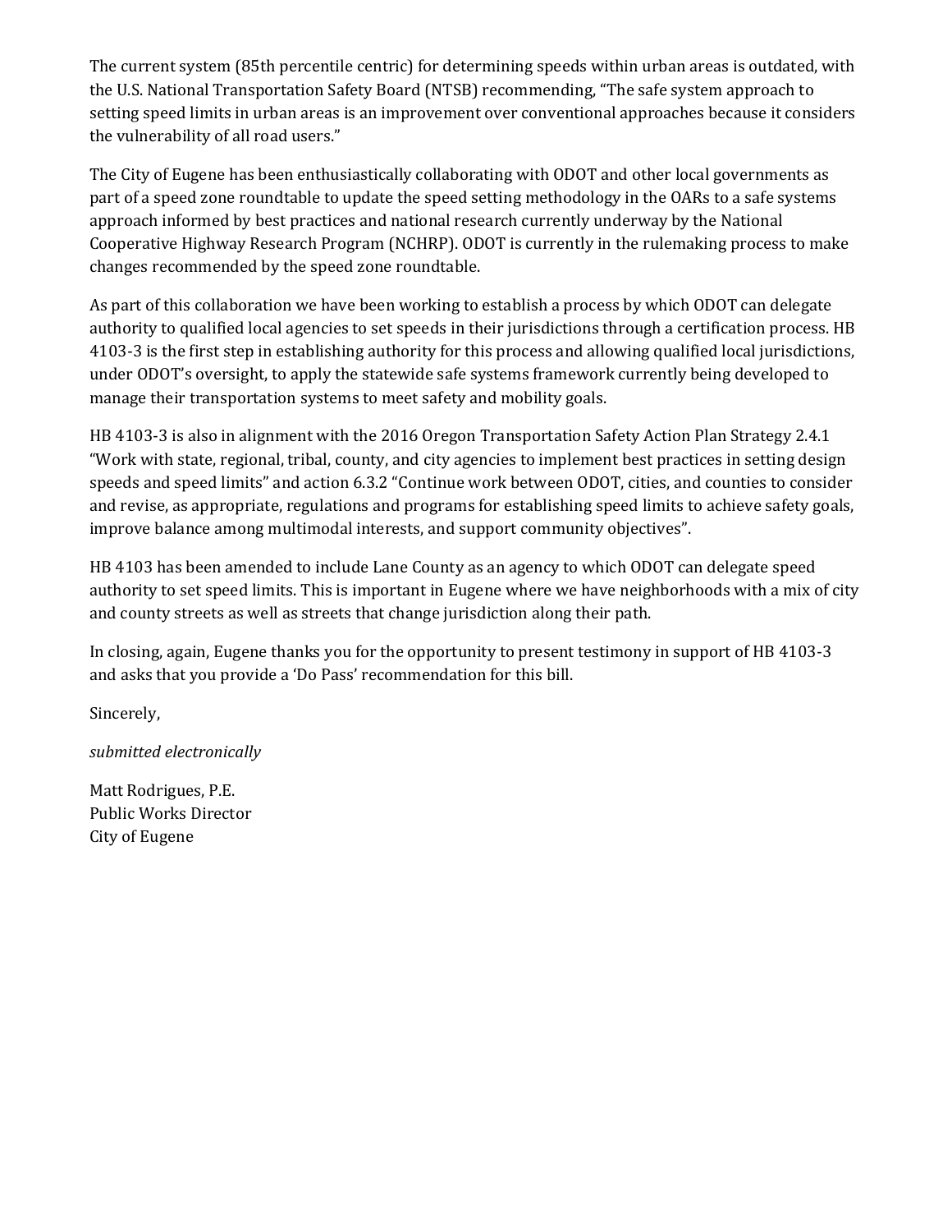The current system (85th percentile centric) for determining speeds within urban areas is outdated, with the U.S. National Transportation Safety Board (NTSB) recommending, "The safe system approach to setting speed limits in urban areas is an improvement over conventional approaches because it considers the vulnerability of all road users."

The City of Eugene has been enthusiastically collaborating with ODOT and other local governments as part of a speed zone roundtable to update the speed setting methodology in the OARs to a safe systems approach informed by best practices and national research currently underway by the National Cooperative Highway Research Program (NCHRP). ODOT is currently in the rulemaking process to make changes recommended by the speed zone roundtable.

As part of this collaboration we have been working to establish a process by which ODOT can delegate authority to qualified local agencies to set speeds in their jurisdictions through a certification process. HB 4103-3 is the first step in establishing authority for this process and allowing qualified local jurisdictions, under ODOT's oversight, to apply the statewide safe systems framework currently being developed to manage their transportation systems to meet safety and mobility goals.

HB 4103-3 is also in alignment with the 2016 Oregon Transportation Safety Action Plan Strategy 2.4.1 "Work with state, regional, tribal, county, and city agencies to implement best practices in setting design speeds and speed limits" and action 6.3.2 "Continue work between ODOT, cities, and counties to consider and revise, as appropriate, regulations and programs for establishing speed limits to achieve safety goals, improve balance among multimodal interests, and support community objectives".

HB 4103 has been amended to include Lane County as an agency to which ODOT can delegate speed authority to set speed limits. This is important in Eugene where we have neighborhoods with a mix of city and county streets as well as streets that change jurisdiction along their path.

In closing, again, Eugene thanks you for the opportunity to present testimony in support of HB 4103-3 and asks that you provide a 'Do Pass' recommendation for this bill.

Sincerely,

*submitted electronically*

Matt Rodrigues, P.E.
Public Works Director
City of Eugene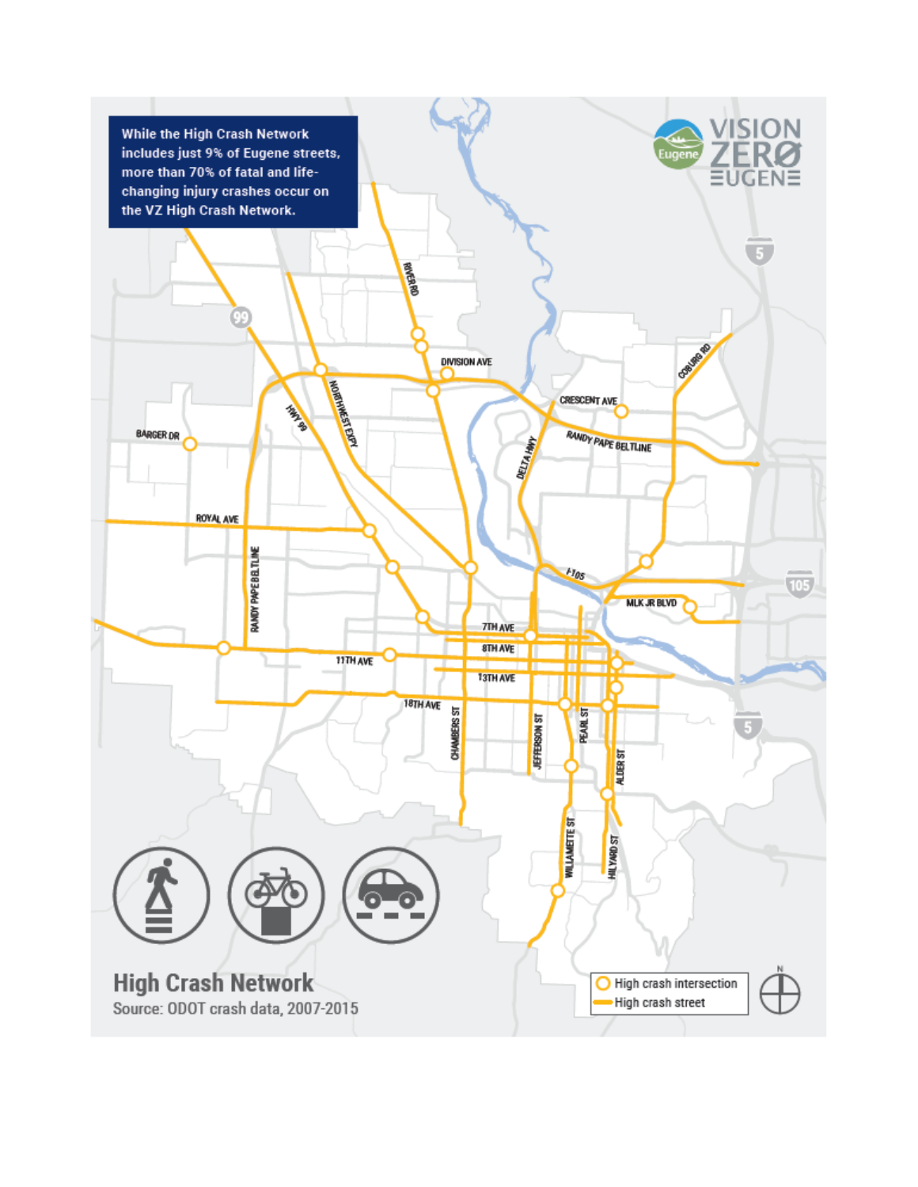While the High Crash Network includes just 9% of Eugene streets, more than 70% of fatal and life-changing injury crashes occur on the VZ High Crash Network.

VISION ZERØ EUGENE

RIVER RD

DIVISION AVE

CRESCENT AVE

COBURG RD

RANDY PAPE BELTLINE

DELTA HWY

NORTHWEST EXPY

HWY 99

BARGER DR

ROYAL AVE

RANDY PAPE BELTLINE

I-105

MLK JR BLVD

7TH AVE

8TH AVE

11TH AVE

13TH AVE

18TH AVE

CHAMBERS ST

JEFFERSON ST

PEARL ST

ALDER ST

WILLAMETTE ST

HILYARD ST

99

5

105

## High Crash Network

Source: ODOT crash data, 2007-2015

High crash intersection

High crash street

N